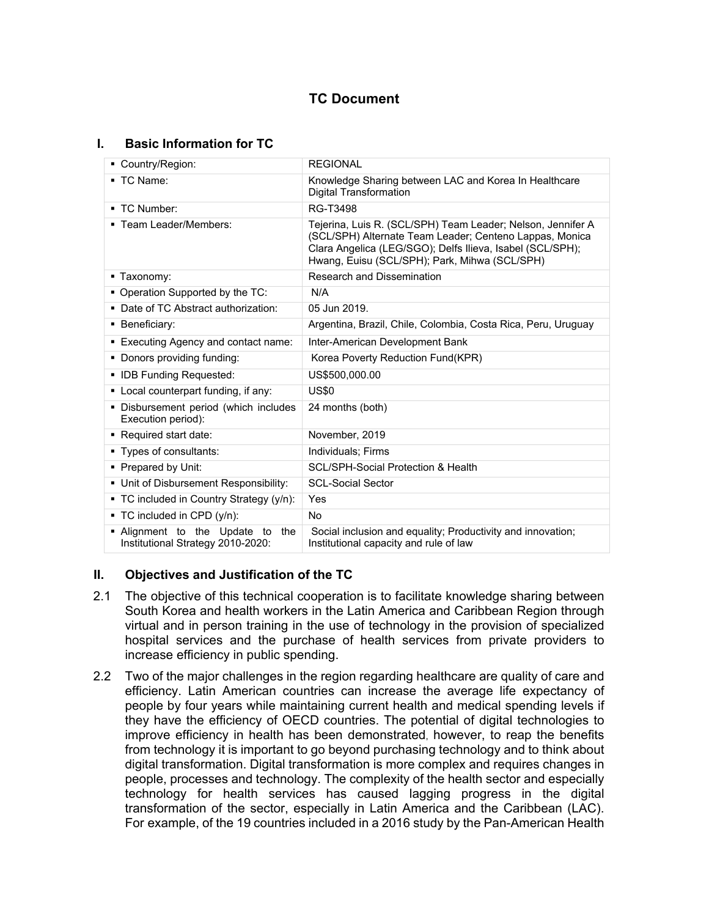# TC Document

## I. Basic Information for TC

| | |
|---|---|
| ▪ Country/Region: | REGIONAL |
| ▪ TC Name: | Knowledge Sharing between LAC and Korea In Healthcare Digital Transformation |
| ▪ TC Number: | RG-T3498 |
| ▪ Team Leader/Members: | Tejerina, Luis R. (SCL/SPH) Team Leader; Nelson, Jennifer A (SCL/SPH) Alternate Team Leader; Centeno Lappas, Monica Clara Angelica (LEG/SGO); Delfs Ilieva, Isabel (SCL/SPH); Hwang, Euisu (SCL/SPH); Park, Mihwa (SCL/SPH) |
| ▪ Taxonomy: | Research and Dissemination |
| ▪ Operation Supported by the TC: | N/A |
| ▪ Date of TC Abstract authorization: | 05 Jun 2019. |
| ▪ Beneficiary: | Argentina, Brazil, Chile, Colombia, Costa Rica, Peru, Uruguay |
| ▪ Executing Agency and contact name: | Inter-American Development Bank |
| ▪ Donors providing funding: | Korea Poverty Reduction Fund(KPR) |
| ▪ IDB Funding Requested: | US$500,000.00 |
| ▪ Local counterpart funding, if any: | US$0 |
| ▪ Disbursement period (which includes Execution period): | 24 months (both) |
| ▪ Required start date: | November, 2019 |
| ▪ Types of consultants: | Individuals; Firms |
| ▪ Prepared by Unit: | SCL/SPH-Social Protection & Health |
| ▪ Unit of Disbursement Responsibility: | SCL-Social Sector |
| ▪ TC included in Country Strategy (y/n): | Yes |
| ▪ TC included in CPD (y/n): | No |
| ▪ Alignment to the Update to the Institutional Strategy 2010-2020: | Social inclusion and equality; Productivity and innovation; Institutional capacity and rule of law |

## II. Objectives and Justification of the TC

2.1 The objective of this technical cooperation is to facilitate knowledge sharing between South Korea and health workers in the Latin America and Caribbean Region through virtual and in person training in the use of technology in the provision of specialized hospital services and the purchase of health services from private providers to increase efficiency in public spending.

2.2 Two of the major challenges in the region regarding healthcare are quality of care and efficiency. Latin American countries can increase the average life expectancy of people by four years while maintaining current health and medical spending levels if they have the efficiency of OECD countries. The potential of digital technologies to improve efficiency in health has been demonstrated, however, to reap the benefits from technology it is important to go beyond purchasing technology and to think about digital transformation. Digital transformation is more complex and requires changes in people, processes and technology. The complexity of the health sector and especially technology for health services has caused lagging progress in the digital transformation of the sector, especially in Latin America and the Caribbean (LAC). For example, of the 19 countries included in a 2016 study by the Pan-American Health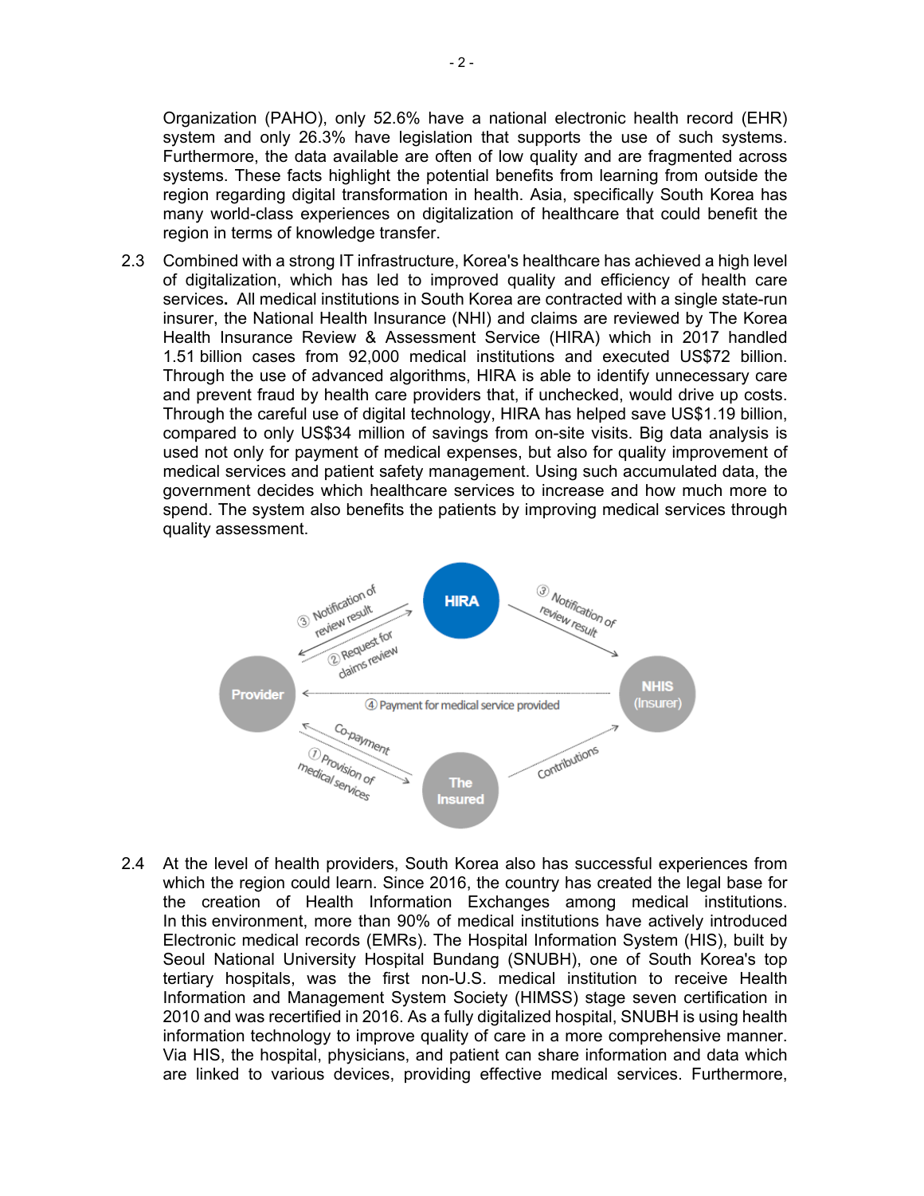Organization (PAHO), only 52.6% have a national electronic health record (EHR) system and only 26.3% have legislation that supports the use of such systems. Furthermore, the data available are often of low quality and are fragmented across systems. These facts highlight the potential benefits from learning from outside the region regarding digital transformation in health. Asia, specifically South Korea has many world-class experiences on digitalization of healthcare that could benefit the region in terms of knowledge transfer.

2.3 Combined with a strong IT infrastructure, Korea's healthcare has achieved a high level of digitalization, which has led to improved quality and efficiency of health care services**.** All medical institutions in South Korea are contracted with a single state-run insurer, the National Health Insurance (NHI) and claims are reviewed by The Korea Health Insurance Review & Assessment Service (HIRA) which in 2017 handled 1.51 billion cases from 92,000 medical institutions and executed US$72 billion. Through the use of advanced algorithms, HIRA is able to identify unnecessary care and prevent fraud by health care providers that, if unchecked, would drive up costs. Through the careful use of digital technology, HIRA has helped save US$1.19 billion, compared to only US$34 million of savings from on-site visits. Big data analysis is used not only for payment of medical expenses, but also for quality improvement of medical services and patient safety management. Using such accumulated data, the government decides which healthcare services to increase and how much more to spend. The system also benefits the patients by improving medical services through quality assessment.

2.4 At the level of health providers, South Korea also has successful experiences from which the region could learn. Since 2016, the country has created the legal base for the creation of Health Information Exchanges among medical institutions. In this environment, more than 90% of medical institutions have actively introduced Electronic medical records (EMRs). The Hospital Information System (HIS), built by Seoul National University Hospital Bundang (SNUBH), one of South Korea's top tertiary hospitals, was the first non-U.S. medical institution to receive Health Information and Management System Society (HIMSS) stage seven certification in 2010 and was recertified in 2016. As a fully digitalized hospital, SNUBH is using health information technology to improve quality of care in a more comprehensive manner. Via HIS, the hospital, physicians, and patient can share information and data which are linked to various devices, providing effective medical services. Furthermore,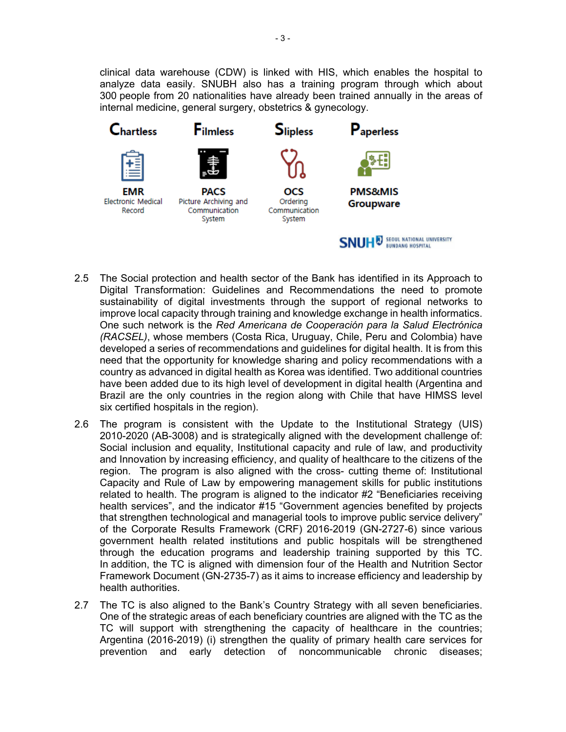clinical data warehouse (CDW) is linked with HIS, which enables the hospital to analyze data easily. SNUBH also has a training program through which about 300 people from 20 nationalities have already been trained annually in the areas of internal medicine, general surgery, obstetrics & gynecology.

| Chartless | Filmless | Slipless | Paperless |
| --- | --- | --- | --- |
| **EMR** Electronic Medical Record | **PACS** Picture Archiving and Communication System | **OCS** Ordering Communication System | **PMS&MIS Groupware** |

SNUH SEOUL NATIONAL UNIVERSITY BUNDANG HOSPITAL

2.5 The Social protection and health sector of the Bank has identified in its Approach to Digital Transformation: Guidelines and Recommendations the need to promote sustainability of digital investments through the support of regional networks to improve local capacity through training and knowledge exchange in health informatics. One such network is the *Red Americana de Cooperación para la Salud Electrónica (RACSEL)*, whose members (Costa Rica, Uruguay, Chile, Peru and Colombia) have developed a series of recommendations and guidelines for digital health. It is from this need that the opportunity for knowledge sharing and policy recommendations with a country as advanced in digital health as Korea was identified. Two additional countries have been added due to its high level of development in digital health (Argentina and Brazil are the only countries in the region along with Chile that have HIMSS level six certified hospitals in the region).

2.6 The program is consistent with the Update to the Institutional Strategy (UIS) 2010-2020 (AB-3008) and is strategically aligned with the development challenge of: Social inclusion and equality, Institutional capacity and rule of law, and productivity and Innovation by increasing efficiency, and quality of healthcare to the citizens of the region. The program is also aligned with the cross- cutting theme of: Institutional Capacity and Rule of Law by empowering management skills for public institutions related to health. The program is aligned to the indicator #2 "Beneficiaries receiving health services", and the indicator #15 "Government agencies benefited by projects that strengthen technological and managerial tools to improve public service delivery" of the Corporate Results Framework (CRF) 2016-2019 (GN-2727-6) since various government health related institutions and public hospitals will be strengthened through the education programs and leadership training supported by this TC. In addition, the TC is aligned with dimension four of the Health and Nutrition Sector Framework Document (GN-2735-7) as it aims to increase efficiency and leadership by health authorities.

2.7 The TC is also aligned to the Bank's Country Strategy with all seven beneficiaries. One of the strategic areas of each beneficiary countries are aligned with the TC as the TC will support with strengthening the capacity of healthcare in the countries; Argentina (2016-2019) (i) strengthen the quality of primary health care services for prevention and early detection of noncommunicable chronic diseases;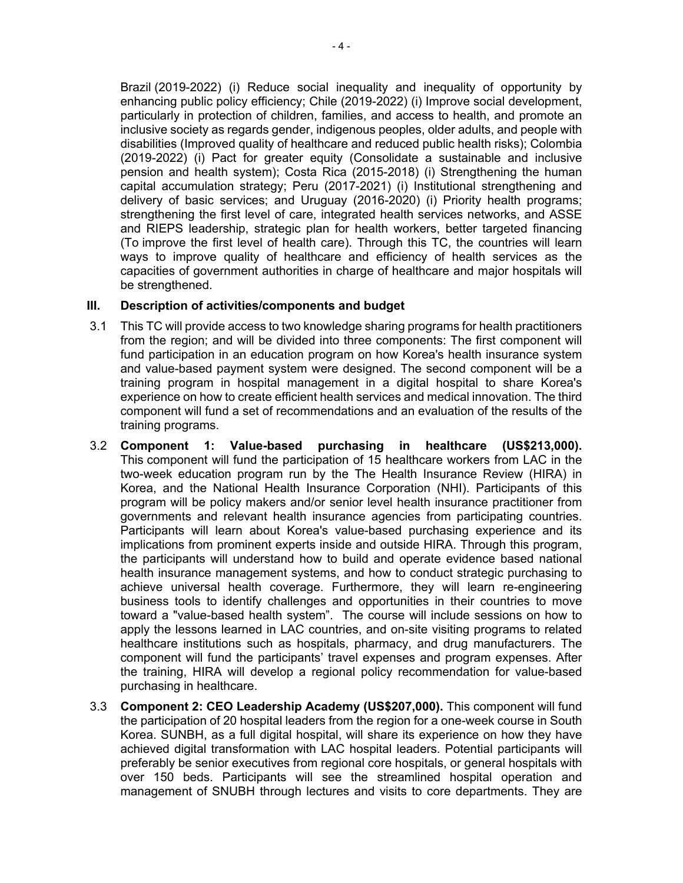Brazil (2019-2022) (i) Reduce social inequality and inequality of opportunity by enhancing public policy efficiency; Chile (2019-2022) (i) Improve social development, particularly in protection of children, families, and access to health, and promote an inclusive society as regards gender, indigenous peoples, older adults, and people with disabilities (Improved quality of healthcare and reduced public health risks); Colombia (2019-2022) (i) Pact for greater equity (Consolidate a sustainable and inclusive pension and health system); Costa Rica (2015-2018) (i) Strengthening the human capital accumulation strategy; Peru (2017-2021) (i) Institutional strengthening and delivery of basic services; and Uruguay (2016-2020) (i) Priority health programs; strengthening the first level of care, integrated health services networks, and ASSE and RIEPS leadership, strategic plan for health workers, better targeted financing (To improve the first level of health care). Through this TC, the countries will learn ways to improve quality of healthcare and efficiency of health services as the capacities of government authorities in charge of healthcare and major hospitals will be strengthened.

## III. Description of activities/components and budget

3.1 This TC will provide access to two knowledge sharing programs for health practitioners from the region; and will be divided into three components: The first component will fund participation in an education program on how Korea's health insurance system and value-based payment system were designed. The second component will be a training program in hospital management in a digital hospital to share Korea's experience on how to create efficient health services and medical innovation. The third component will fund a set of recommendations and an evaluation of the results of the training programs.

3.2 **Component 1: Value-based purchasing in healthcare (US$213,000).** This component will fund the participation of 15 healthcare workers from LAC in the two-week education program run by the The Health Insurance Review (HIRA) in Korea, and the National Health Insurance Corporation (NHI). Participants of this program will be policy makers and/or senior level health insurance practitioner from governments and relevant health insurance agencies from participating countries. Participants will learn about Korea's value-based purchasing experience and its implications from prominent experts inside and outside HIRA. Through this program, the participants will understand how to build and operate evidence based national health insurance management systems, and how to conduct strategic purchasing to achieve universal health coverage. Furthermore, they will learn re-engineering business tools to identify challenges and opportunities in their countries to move toward a "value-based health system". The course will include sessions on how to apply the lessons learned in LAC countries, and on-site visiting programs to related healthcare institutions such as hospitals, pharmacy, and drug manufacturers. The component will fund the participants' travel expenses and program expenses. After the training, HIRA will develop a regional policy recommendation for value-based purchasing in healthcare.

3.3 **Component 2: CEO Leadership Academy (US$207,000).** This component will fund the participation of 20 hospital leaders from the region for a one-week course in South Korea. SUNBH, as a full digital hospital, will share its experience on how they have achieved digital transformation with LAC hospital leaders. Potential participants will preferably be senior executives from regional core hospitals, or general hospitals with over 150 beds. Participants will see the streamlined hospital operation and management of SNUBH through lectures and visits to core departments. They are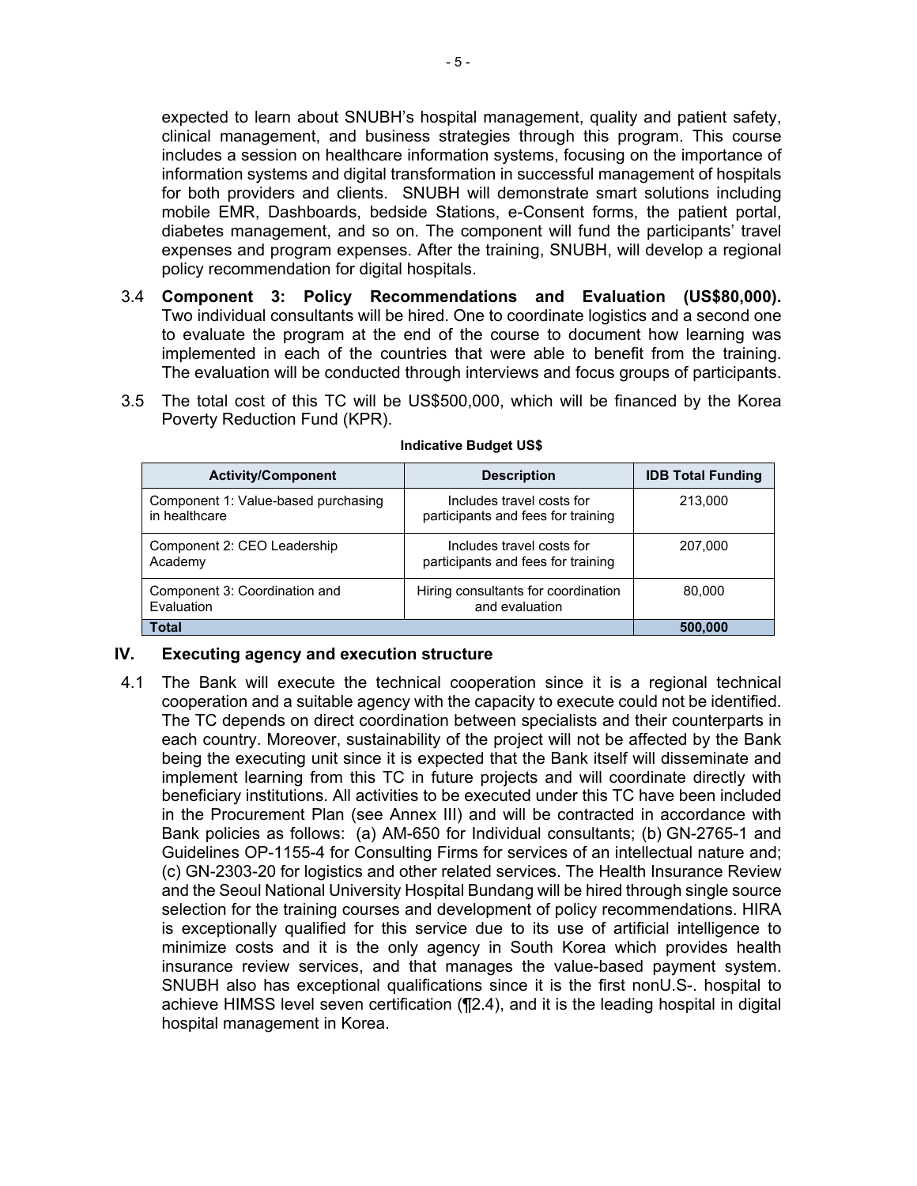expected to learn about SNUBH's hospital management, quality and patient safety, clinical management, and business strategies through this program. This course includes a session on healthcare information systems, focusing on the importance of information systems and digital transformation in successful management of hospitals for both providers and clients. SNUBH will demonstrate smart solutions including mobile EMR, Dashboards, bedside Stations, e-Consent forms, the patient portal, diabetes management, and so on. The component will fund the participants' travel expenses and program expenses. After the training, SNUBH, will develop a regional policy recommendation for digital hospitals.

3.4 **Component 3: Policy Recommendations and Evaluation (US$80,000).** Two individual consultants will be hired. One to coordinate logistics and a second one to evaluate the program at the end of the course to document how learning was implemented in each of the countries that were able to benefit from the training. The evaluation will be conducted through interviews and focus groups of participants.

3.5 The total cost of this TC will be US$500,000, which will be financed by the Korea Poverty Reduction Fund (KPR).

**Indicative Budget US$**

| Activity/Component | Description | IDB Total Funding |
|---|---|---|
| Component 1: Value-based purchasing in healthcare | Includes travel costs for participants and fees for training | 213,000 |
| Component 2: CEO Leadership Academy | Includes travel costs for participants and fees for training | 207,000 |
| Component 3: Coordination and Evaluation | Hiring consultants for coordination and evaluation | 80,000 |
| **Total** | | **500,000** |

## IV. Executing agency and execution structure

4.1 The Bank will execute the technical cooperation since it is a regional technical cooperation and a suitable agency with the capacity to execute could not be identified. The TC depends on direct coordination between specialists and their counterparts in each country. Moreover, sustainability of the project will not be affected by the Bank being the executing unit since it is expected that the Bank itself will disseminate and implement learning from this TC in future projects and will coordinate directly with beneficiary institutions. All activities to be executed under this TC have been included in the Procurement Plan (see Annex III) and will be contracted in accordance with Bank policies as follows: (a) AM-650 for Individual consultants; (b) GN-2765-1 and Guidelines OP-1155-4 for Consulting Firms for services of an intellectual nature and; (c) GN-2303-20 for logistics and other related services. The Health Insurance Review and the Seoul National University Hospital Bundang will be hired through single source selection for the training courses and development of policy recommendations. HIRA is exceptionally qualified for this service due to its use of artificial intelligence to minimize costs and it is the only agency in South Korea which provides health insurance review services, and that manages the value-based payment system. SNUBH also has exceptional qualifications since it is the first nonU.S-. hospital to achieve HIMSS level seven certification (¶2.4), and it is the leading hospital in digital hospital management in Korea.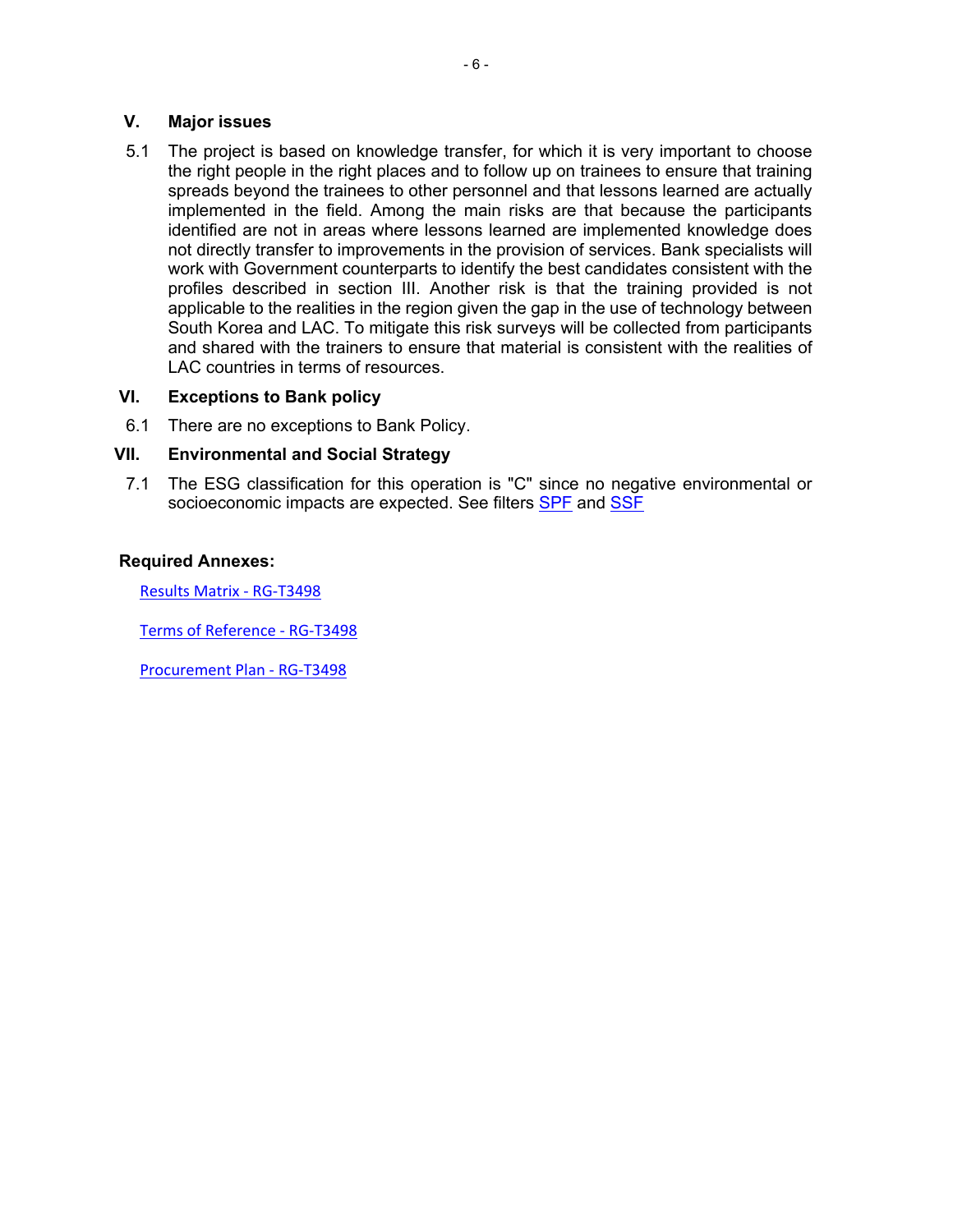## V. Major issues

5.1 The project is based on knowledge transfer, for which it is very important to choose the right people in the right places and to follow up on trainees to ensure that training spreads beyond the trainees to other personnel and that lessons learned are actually implemented in the field. Among the main risks are that because the participants identified are not in areas where lessons learned are implemented knowledge does not directly transfer to improvements in the provision of services. Bank specialists will work with Government counterparts to identify the best candidates consistent with the profiles described in section III. Another risk is that the training provided is not applicable to the realities in the region given the gap in the use of technology between South Korea and LAC. To mitigate this risk surveys will be collected from participants and shared with the trainers to ensure that material is consistent with the realities of LAC countries in terms of resources.

## VI. Exceptions to Bank policy

6.1 There are no exceptions to Bank Policy.

## VII. Environmental and Social Strategy

7.1 The ESG classification for this operation is "C" since no negative environmental or socioeconomic impacts are expected. See filters SPF and SSF

**Required Annexes:**

Results Matrix - RG-T3498

Terms of Reference - RG-T3498

Procurement Plan - RG-T3498